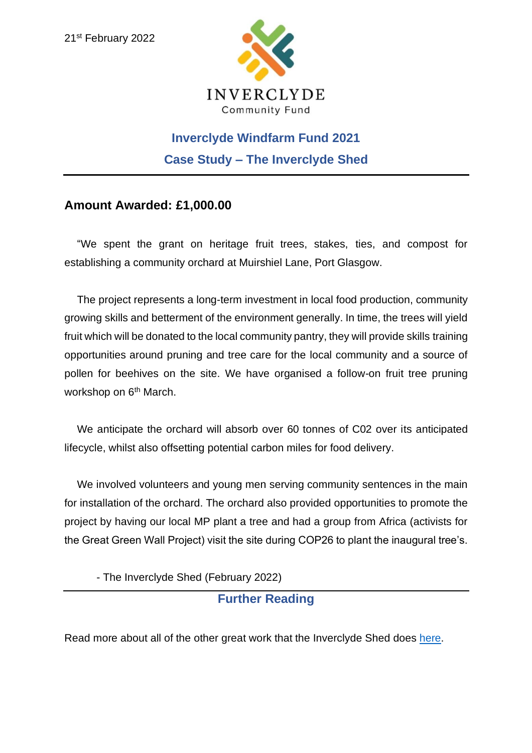21st February 2022

INVERCLYDE
Community Fund

## Inverclyde Windfarm Fund 2021

## Case Study – The Inverclyde Shed

---

### Amount Awarded: £1,000.00

"We spent the grant on heritage fruit trees, stakes, ties, and compost for establishing a community orchard at Muirshiel Lane, Port Glasgow.

The project represents a long-term investment in local food production, community growing skills and betterment of the environment generally. In time, the trees will yield fruit which will be donated to the local community pantry, they will provide skills training opportunities around pruning and tree care for the local community and a source of pollen for beehives on the site. We have organised a follow-on fruit tree pruning workshop on 6th March.

We anticipate the orchard will absorb over 60 tonnes of C02 over its anticipated lifecycle, whilst also offsetting potential carbon miles for food delivery.

We involved volunteers and young men serving community sentences in the main for installation of the orchard. The orchard also provided opportunities to promote the project by having our local MP plant a tree and had a group from Africa (activists for the Great Green Wall Project) visit the site during COP26 to plant the inaugural tree's.

- The Inverclyde Shed (February 2022)

---

## Further Reading

Read more about all of the other great work that the Inverclyde Shed does here.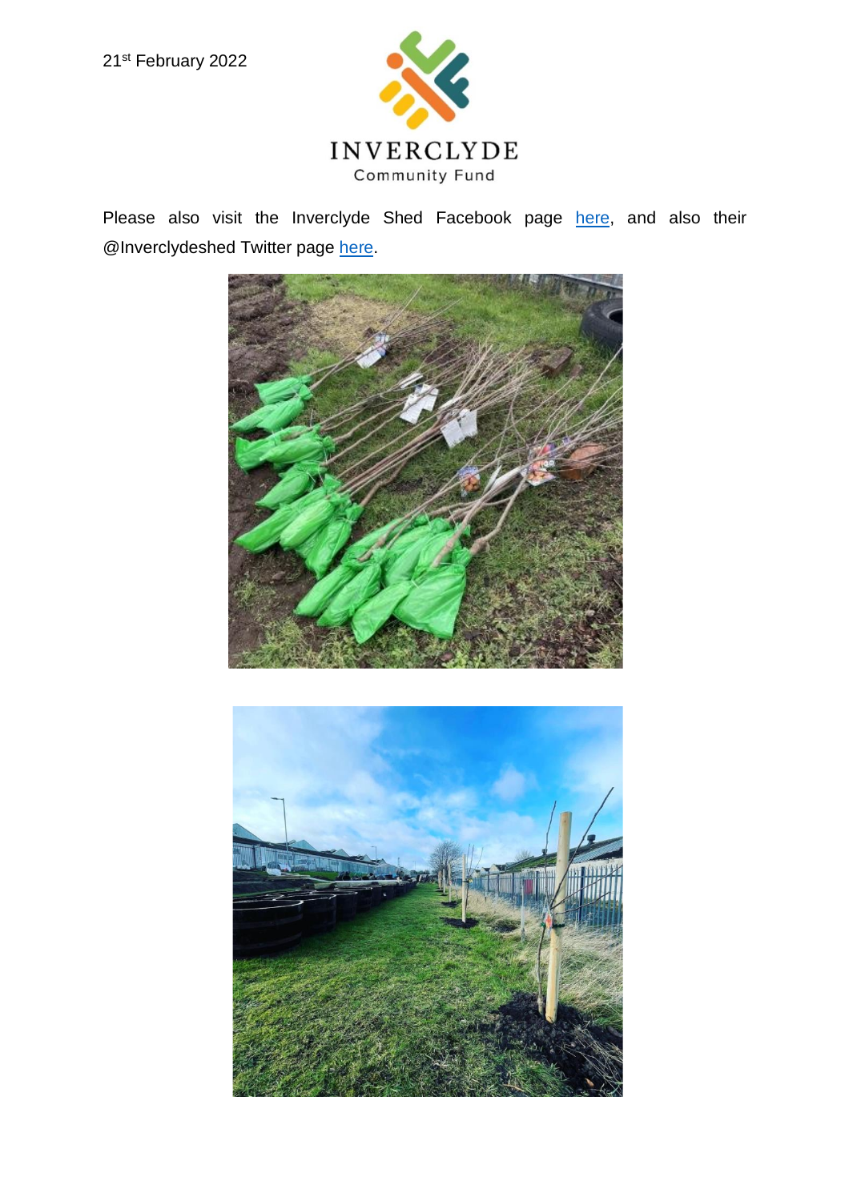21st February 2022

Please also visit the Inverclyde Shed Facebook page here, and also their @Inverclydeshed Twitter page here.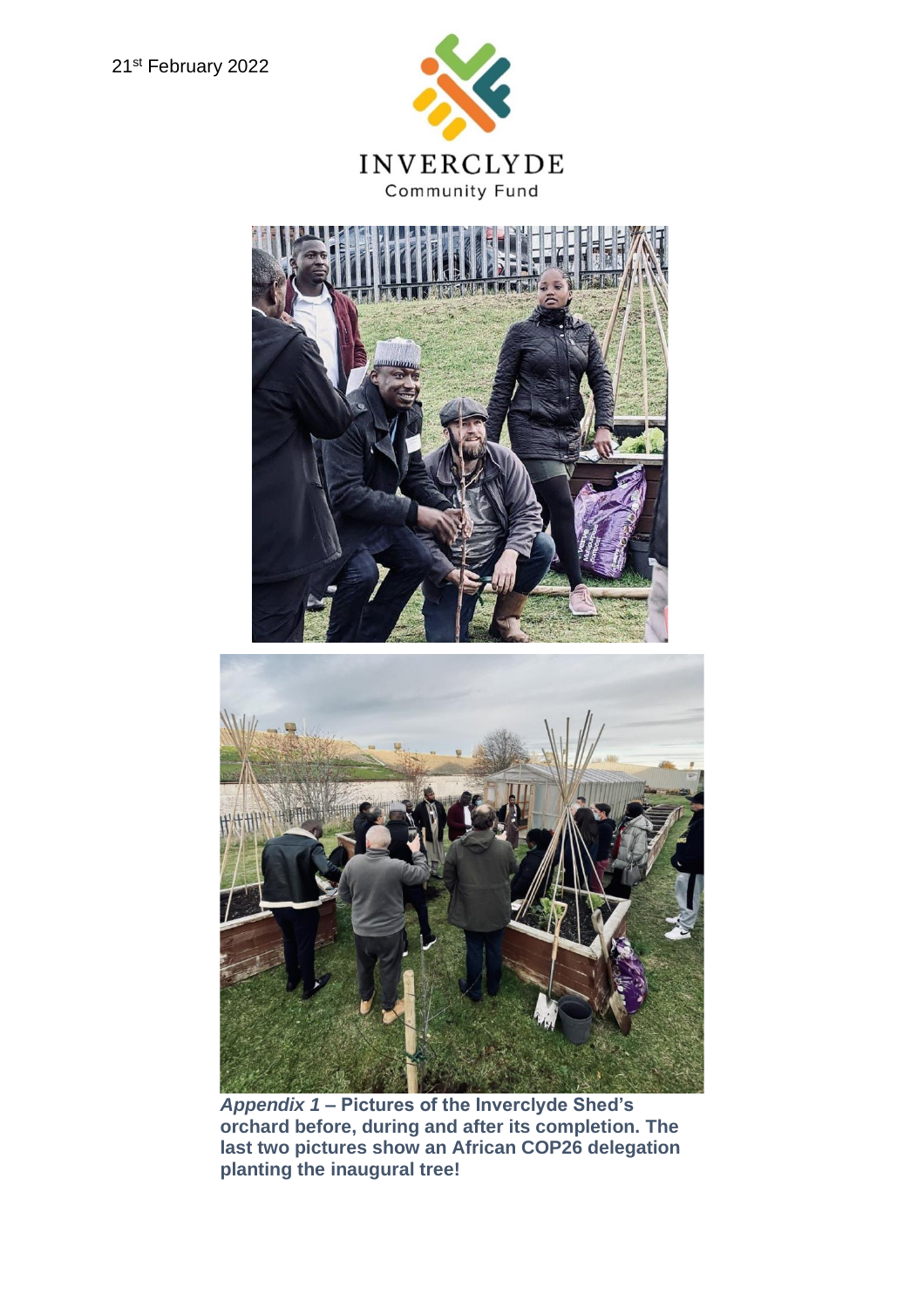21st February 2022

INVERCLYDE
Community Fund

***Appendix 1* – Pictures of the Inverclyde Shed's orchard before, during and after its completion. The last two pictures show an African COP26 delegation planting the inaugural tree!**